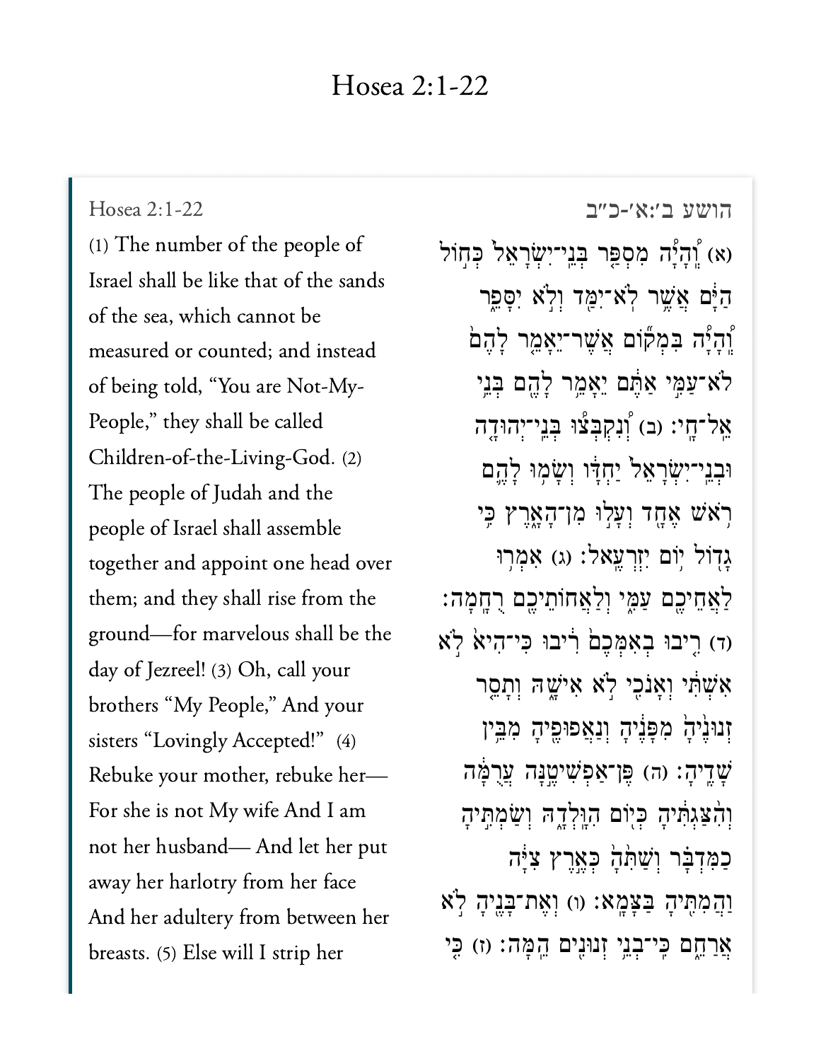# Hosea 2:1-22

Hosea 2:1-22

(1) The number of the people of Israel shall be like that of the sands of the sea, which cannot be measured or counted; and instead of being told, “You are Not-My-People,” they shall be called Children-of-the-Living-God. (2) The people of Judah and the people of Israel shall assemble together and appoint one head over them; and they shall rise from the ground—for marvelous shall be the day of Jezreel! (3) Oh, call your brothers “My People,” And your sisters “Lovingly Accepted!” (4) Rebuke your mother, rebuke her— For she is not My wife And I am not her husband— And let her put away her harlotry from her face And her adultery from between her breasts. (5) Else will I strip her

הושע ב׳:א׳-כ״ב

(א) וְֽהָיָה֩ מִסְפַּ֨ר בְּנֵֽי־יִשְׂרָאֵ֜ל כְּח֣וֹל הַיָּ֔ם אֲשֶׁ֥ר לֹא־יִמַּ֖ד וְלֹ֣א יִסָּפֵ֑ר וְֽהָיָ֗ה בִּמְק֞וֹם אֲשֶׁר־יֵאָמֵ֤ר לָהֶם֙ לֹֽא־עַמִּ֣י אַתֶּ֔ם יֵאָמֵ֥ר לָהֶ֖ם בְּנֵ֥י אֵֽל־חָֽי׃ (ב) וְנִקְבְּצ֞וּ בְּנֵֽי־יְהוּדָ֤ה וּבְנֵֽי־יִשְׂרָאֵל֙ יַחְדָּ֔ו וְשָׂמ֥וּ לָהֶ֛ם רֹ֥אשׁ אֶחָ֖ד וְעָל֣וּ מִן־הָאָ֑רֶץ כִּ֥י גָד֖וֹל י֥וֹם יִזְרְעֶֽאל׃ (ג) אִמְר֥וּ לַאֲחֵיכֶ֖ם עַמִּ֑י וְלַאֲחוֹתֵיכֶ֖ם רֻחָֽמָה׃ (ד) רִ֤יבוּ בְאִמְּכֶם֙ רִ֔יבוּ כִּי־הִיא֙ לֹ֣א אִשְׁתִּ֔י וְאָנֹכִ֖י לֹ֣א אִישָׁ֑הּ וְתָסֵ֤ר זְנוּנֶ֙יהָ֙ מִפָּנֶ֔יהָ וְנַאֲפוּפֶ֖יהָ מִבֵּ֥ין שָׁדֶֽיהָ׃ (ה) פֶּן־אַפְשִׁיטֶ֣נָּה עֲרֻמָּ֔ה וְהִ֨צַּגְתִּ֔יהָ כְּי֖וֹם הִוָּֽלְדָ֑הּ וְשַׂמְתִּ֣יהָ כַמִּדְבָּ֗ר וְשַׁתִּ֙הָ֙ כְּאֶ֣רֶץ צִיָּ֔ה וַהֲמִתִּ֖יהָ בַּצָּמָֽא׃ (ו) וְאֶת־בָּנֶ֖יהָ לֹ֣א אֲרַחֵ֑ם כִּֽי־בְנֵ֥י זְנוּנִ֖ים הֵֽמָּה׃ (ז) כִּ֤י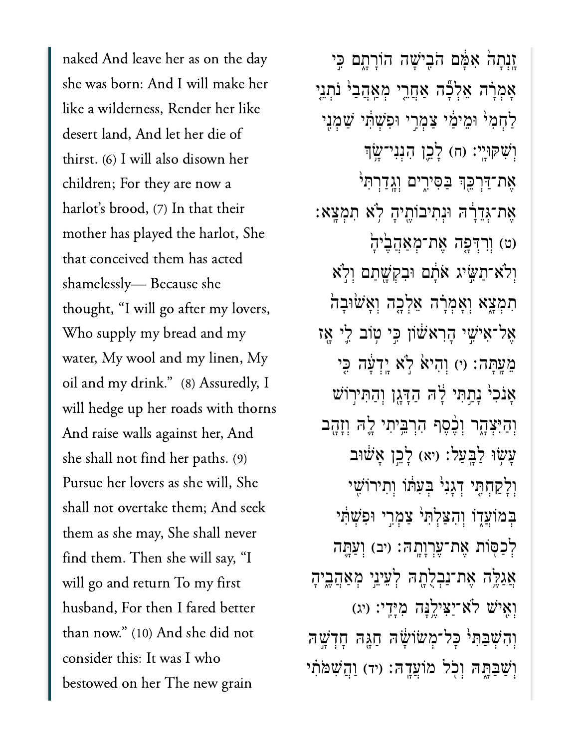naked And leave her as on the day she was born: And I will make her like a wilderness, Render her like desert land, And let her die of thirst. (6) I will also disown her children; For they are now a harlot's brood, (7) In that their mother has played the harlot, She that conceived them has acted shamelessly— Because she thought, "I will go after my lovers, Who supply my bread and my water, My wool and my linen, My oil and my drink." (8) Assuredly, I will hedge up her roads with thorns And raise walls against her, And she shall not find her paths. (9) Pursue her lovers as she will, She shall not overtake them; And seek them as she may, She shall never find them. Then she will say, "I will go and return To my first husband, For then I fared better than now." (10) And she did not consider this: It was I who bestowed on her The new grain

זָנְתָה֙ אִמָּ֔ם הֹבִ֖ישָׁה הוֹרָתָ֑ם כִּ֣י אָמְרָ֗ה אֵלְכָ֞ה אַחֲרֵ֤י מְאַהֲבַי֙ נֹתְנֵ֤י לַחְמִי֙ וּמֵימַ֔י צַמְרִ֣י וּפִשְׁתִּ֔י שַׁמְנִ֖י וְשִׁקּוּיָֽי׃ (ח) לָכֵ֛ן הִנְנִי־שָׂ֥ךְ אֶת־דַּרְכֵּ֖ךְ בַּסִּירִ֑ים וְגָֽדַרְתִּי֙ אֶת־גְּדֵרָ֔הּ וּנְתִיבוֹתֶ֖יהָ לֹ֥א תִמְצָֽא׃ (ט) וְרִדְּפָ֤ה אֶת־מְאַהֲבֶ֙יהָ֙ וְלֹֽא־תַשִּׂ֣יג אֹתָ֔ם וּבִקְשָׁ֖תַם וְלֹ֣א תִמְצָ֑א וְאָמְרָ֗ה אֵלְכָ֤ה וְאָשׁ֙וּבָה֙ אֶל־אִישִׁ֣י הָרִאשׁ֔וֹן כִּ֣י ט֥וֹב לִ֛י אָ֖ז מֵעָֽתָּה׃ (י) וְהִיא֙ לֹ֣א יָֽדְעָ֔ה כִּ֤י אָנֹכִי֙ נָתַ֣תִּי לָ֔הּ הַדָּגָ֖ן וְהַתִּיר֣וֹשׁ וְהַיִּצְהָ֑ר וְכֶ֨סֶף הִרְבֵּ֥יתִי לָ֛הּ וְזָהָ֖ב עָשׂ֥וּ לַבָּֽעַל׃ (יא) לָכֵ֣ן אָשׁ֗וּב וְלָקַחְתִּ֤י דְגָנִי֙ בְּעִתּ֔וֹ וְתִירוֹשִׁ֖י בְּמוֹעֲד֑וֹ וְהִצַּלְתִּי֙ צַמְרִ֣י וּפִשְׁתִּ֔י לְכַסּ֖וֹת אֶת־עֶרְוָתָֽהּ׃ (יב) וְעַתָּ֛ה אֲגַלֶּ֥ה אֶת־נַבְלֻתָ֖הּ לְעֵינֵ֣י מְאַהֲבֶ֑יהָ וְאִ֖ישׁ לֹא־יַצִּילֶ֥נָּה מִיָּדִֽי׃ (יג) וְהִשְׁבַּתִּי֙ כָּל־מְשׂוֹשָׂ֔הּ חַגָּ֖הּ חָדְשָׁ֣הּ וְשַׁבַּתָּ֑הּ וְכֹ֖ל מוֹעֲדָֽהּ׃ (יד) וַהֲשִׁמֹּתִ֗י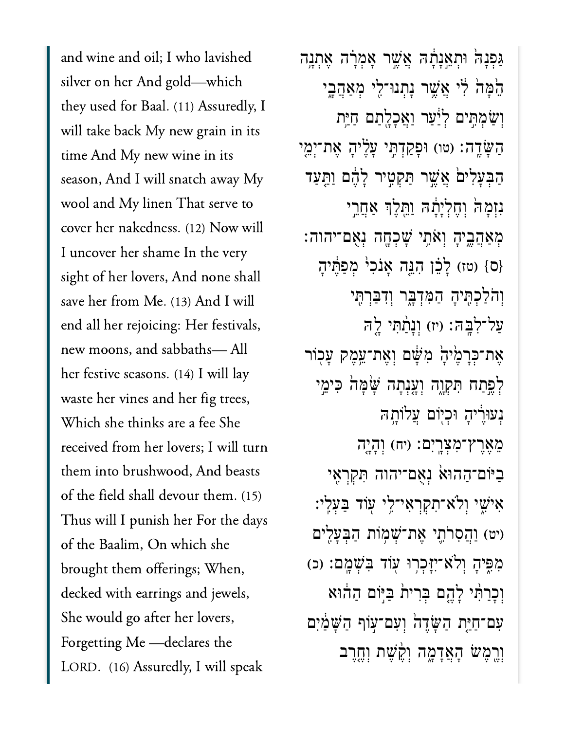and wine and oil; I who lavished silver on her And gold—which they used for Baal. (11) Assuredly, I will take back My new grain in its time And My new wine in its season, And I will snatch away My wool and My linen That serve to cover her nakedness. (12) Now will I uncover her shame In the very sight of her lovers, And none shall save her from Me. (13) And I will end all her rejoicing: Her festivals, new moons, and sabbaths— All her festive seasons. (14) I will lay waste her vines and her fig trees, Which she thinks are a fee She received from her lovers; I will turn them into brushwood, And beasts of the field shall devour them. (15) Thus will I punish her For the days of the Baalim, On which she brought them offerings; When, decked with earrings and jewels, She would go after her lovers, Forgetting Me —declares the LORD. (16) Assuredly, I will speak

גַּפְנָהּ֙ וּתְאֵ֣נָתָ֔הּ אֲשֶׁ֣ר אָמְרָ֗ה אֶתְנָ֥ה הֵ֙מָּה֙ לִ֔י אֲשֶׁ֥ר נָֽתְנוּ־לִ֖י מְאַהֲבָ֑י וְשַׂמְתִּ֣ים לְיַ֔עַר וַאֲכָלָ֖תַם חַיַּ֥ת הַשָּׂדֶֽה׃ (טו) וּפָקַדְתִּ֣י עָלֶ֗יהָ אֶת־יְמֵ֤י הַבְּעָלִים֙ אֲשֶׁ֣ר תַּקְטִ֣יר לָהֶ֔ם וַתַּ֤עַד נִזְמָהּ֙ וְחֶלְיָתָ֔הּ וַתֵּ֖לֶךְ אַחֲרֵ֣י מְאַהֲבֶ֑יהָ וְאֹתִ֥י שָׁכְחָ֖ה נְאֻם־יהוה׃ {ס} (טז) לָכֵ֗ן הִנֵּ֤ה אָנֹכִי֙ מְפַתֶּ֔יהָ וְהֹלַכְתִּ֖יהָ הַמִּדְבָּ֑ר וְדִבַּרְתִּ֖י עַל־לִבָּֽהּ׃ (יז) וְנָתַ֨תִּי לָ֤הּ אֶת־כְּרָמֶ֙יהָ֙ מִשָּׁ֔ם וְאֶת־עֵ֥מֶק עָכ֖וֹר לְפֶ֣תַח תִּקְוָ֑ה וְעָ֤נְתָה שָּׁ֙מָּה֙ כִּימֵ֣י נְעוּרֶ֔יהָ וּכְי֖וֹם עֲלֹתָ֥הּ מֵאֶֽרֶץ־מִצְרָֽיִם׃ (יח) וְהָיָ֤ה בַיּוֹם־הַהוּא֙ נְאֻם־יהוה תִּקְרְאִ֖י אִישִׁ֑י וְלֹֽא־תִקְרְאִי־לִ֥י ע֖וֹד בַּעְלִֽי׃ (יט) וַהֲסִרֹתִ֛י אֶת־שְׁמ֥וֹת הַבְּעָלִ֖ים מִפִּ֑יהָ וְלֹֽא־יִזָּכְר֥וּ ע֖וֹד בִּשְׁמָֽם׃ (כ) וְכָרַתִּ֨י לָהֶ֤ם בְּרִית֙ בַּיּ֣וֹם הַה֔וּא עִם־חַיַּ֤ת הַשָּׂדֶה֙ וְעִם־ע֣וֹף הַשָּׁמַ֔יִם וְרֶ֖מֶשׂ הָאֲדָמָ֑ה וְקֶ֨שֶׁת וְחֶ֤רֶב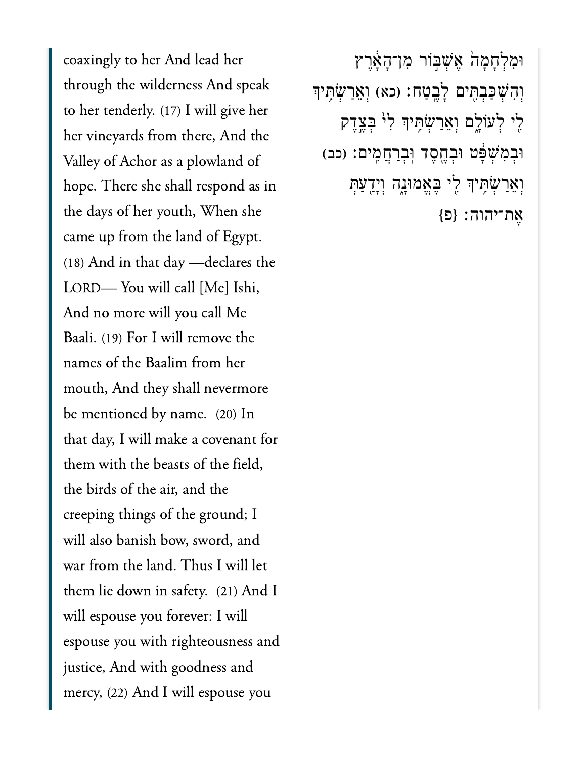coaxingly to her And lead her through the wilderness And speak to her tenderly. (17) I will give her her vineyards from there, And the Valley of Achor as a plowland of hope. There she shall respond as in the days of her youth, When she came up from the land of Egypt. (18) And in that day —declares the LORD— You will call [Me] Ishi, And no more will you call Me Baali. (19) For I will remove the names of the Baalim from her mouth, And they shall nevermore be mentioned by name. (20) In that day, I will make a covenant for them with the beasts of the field, the birds of the air, and the creeping things of the ground; I will also banish bow, sword, and war from the land. Thus I will let them lie down in safety. (21) And I will espouse you forever: I will espouse you with righteousness and justice, And with goodness and mercy, (22) And I will espouse you

וּמִלְחָמָה֙ אֶשְׁבּ֣וֹר מִן־הָאָ֔רֶץ וְהִשְׁכַּבְתִּ֖ים לָבֶֽטַח׃ (כא) וְאֵרַשְׂתִּ֥יךְ לִ֖י לְעוֹלָ֑ם וְאֵרַשְׂתִּ֥יךְ לִי֙ בְּצֶ֣דֶק וּבְמִשְׁפָּ֔ט וּבְחֶ֖סֶד וּֽבְרַחֲמִֽים׃ (כב) וְאֵרַשְׂתִּ֥יךְ לִ֖י בֶּאֱמוּנָ֑ה וְיָדַ֖עַתְּ אֶת־יהוה׃ {פ}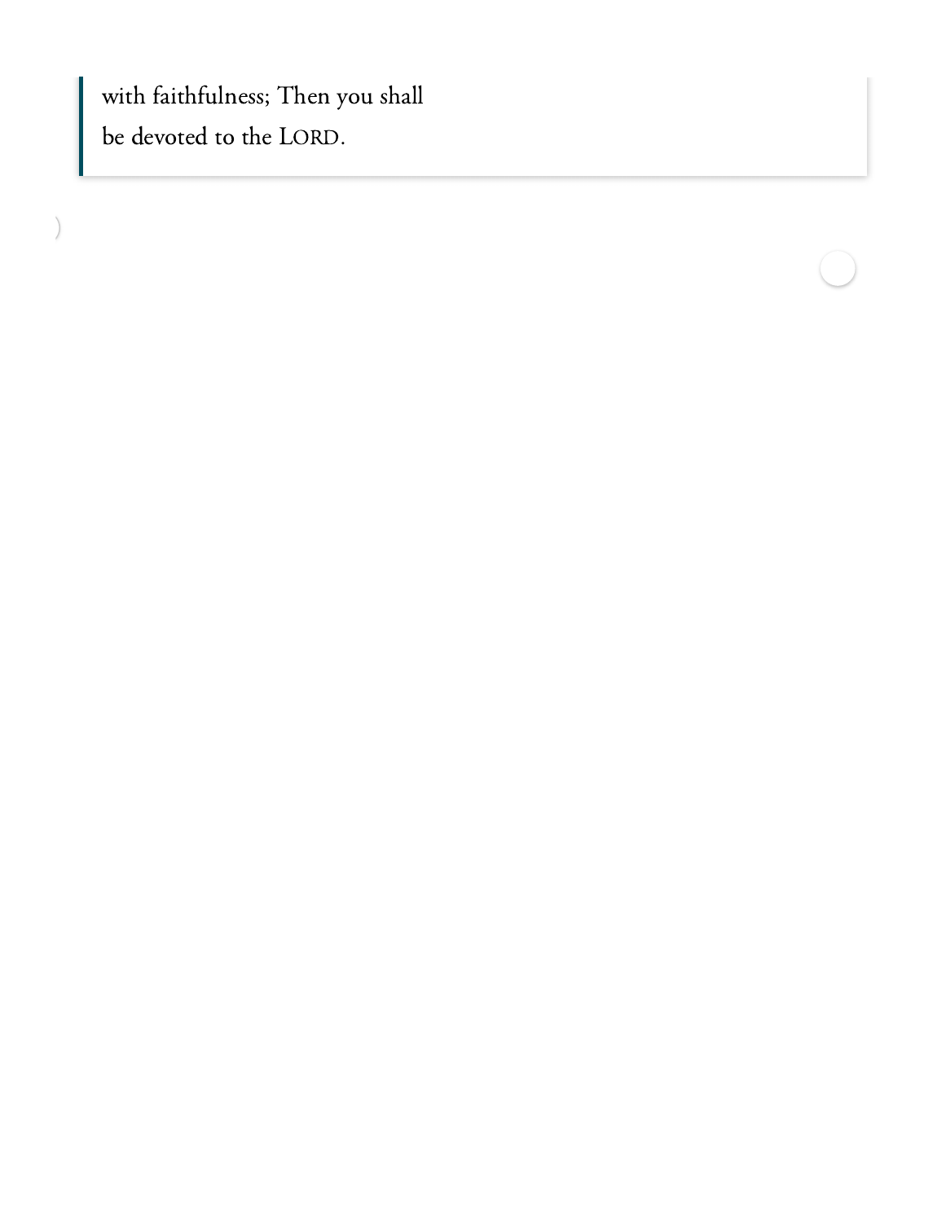> with faithfulness; Then you shall
> be devoted to the LORD.